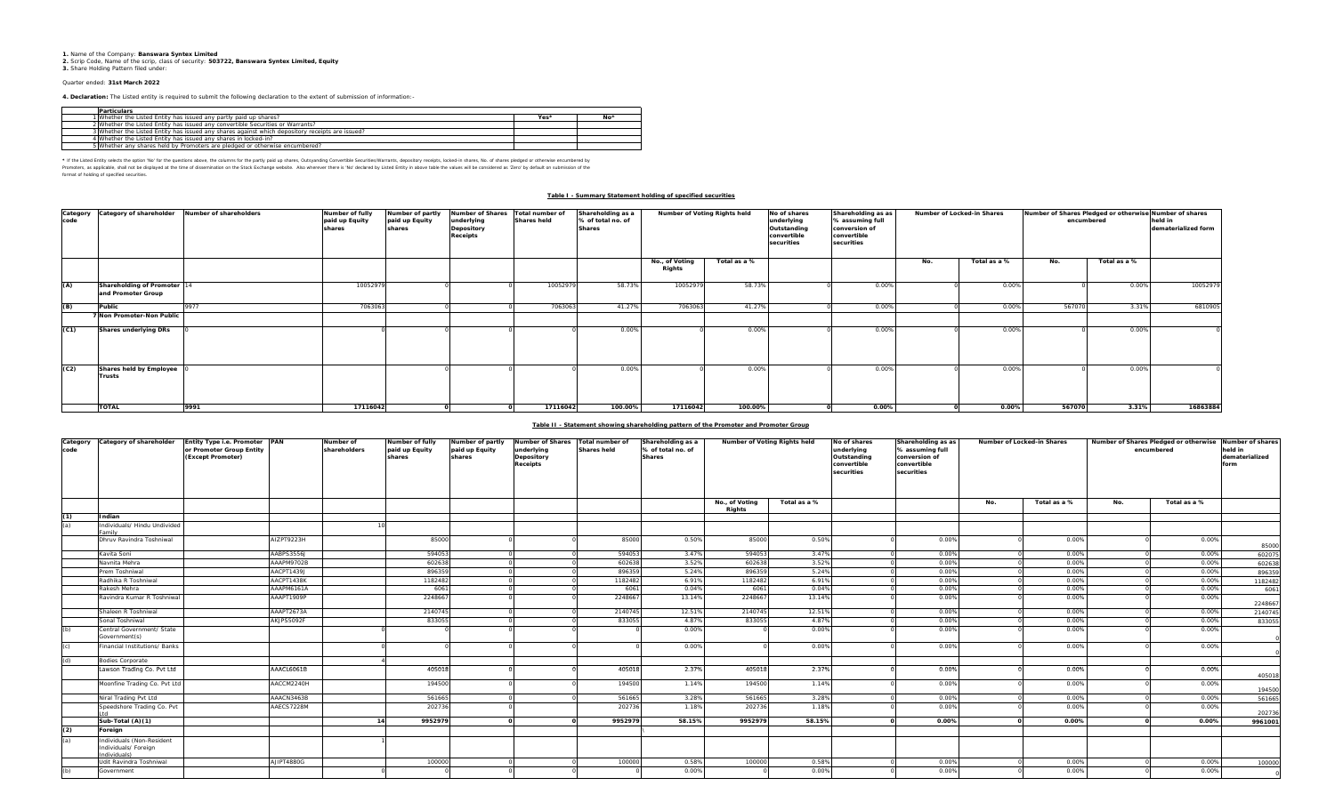**1.** Name of the Company: **Banswara Syntex Limited**
**2.** Scrip Code, Name of the scrip, class of security: **503722, Banswara Syntex Limited, Equity**
**3.** Share Holding Pattern filed under:

Quarter ended: **31st March 2022**

**4. Declaration:** The Listed entity is required to submit the following declaration to the extent of submission of information:-

| | Particulars | Yes* | No* |
|---|---|---|---|
| 1 | Whether the Listed Entity has issued any partly paid up shares? | | |
| 2 | Whether the Listed Entity has issued any convertible Securities or Warrants? | | |
| 3 | Whether the Listed Entity has issued any shares against which depository receipts are issued? | | |
| 4 | Whether the Listed Entity has issued any shares in locked-in? | | |
| 5 | Whether any shares held by Promoters are pledged or otherwise encumbered? | | |

* If the Listed Entity selects the option 'No' for the questions above, the columns for the partly paid up shares, Outstanding Convertible Securities/Warrants, depository receipts, locked-in shares, No. of shares pledged or otherwise encumbered by Promoters, as applicable, shall not be displayed at the time of dissemination on the Stock Exchange website. Also wherever there is 'No' declared by Listed Entity in above table the values will be considered as 'Zero' by default on submission of the format of holding of specified securities.

**Table I - Summary Statement holding of specified securities**

| Category code | Category of shareholder | Number of shareholders | Number of fully paid up Equity shares | Number of partly paid up Equity shares | Number of Shares underlying Depository Receipts | Total number of Shares held | Shareholding as a % of total no. of Shares | Number of Voting Rights held | | No of shares underlying Outstanding convertible securities | Shareholding as as % assuming full conversion of convertible securities | Number of Locked-in Shares | | Number of Shares Pledged or otherwise encumbered | | Number of shares held in dematerialized form |
|---|---|---|---|---|---|---|---|---|---|---|---|---|---|---|---|---|
| | | | | | | | | No., of Voting Rights | Total as a % | | | No. | Total as a % | No. | Total as a % | |
| (A) | Shareholding of Promoter and Promoter Group | 14 | 10052979 | 0 | 0 | 10052979 | 58.73% | 10052979 | 58.73% | 0 | 0.00% | 0 | 0.00% | 0 | 0.00% | 10052979 |
| (B) | Public | 9977 | 7063063 | 0 | 0 | 7063063 | 41.27% | 7063063 | 41.27% | 0 | 0.00% | 0 | 0.00% | 567070 | 3.31% | 6810905 |
| | 7 Non Promoter-Non Public | | | | | | | | | | | | | | | |
| (C1) | Shares underlying DRs | 0 | 0 | 0 | 0 | 0 | 0.00% | 0 | 0.00% | 0 | 0.00% | 0 | 0.00% | 0 | 0.00% | 0 |
| (C2) | Shares held by Employee Trusts | 0 | 0 | 0 | 0 | 0 | 0.00% | 0 | 0.00% | 0 | 0.00% | 0 | 0.00% | 0 | 0.00% | 0 |
| | **TOTAL** | **9991** | **17116042** | **0** | **0** | **17116042** | **100.00%** | **17116042** | **100.00%** | **0** | **0.00%** | **0** | **0.00%** | **567070** | **3.31%** | **16863884** |

**Table II - Statement showing shareholding pattern of the Promoter and Promoter Group**

| Category code | Category of shareholder | Entity Type i.e. Promoter or Promoter Group Entity (Except Promoter) | PAN | Number of shareholders | Number of fully paid up Equity shares | Number of partly paid up Equity shares | Number of Shares underlying Depository Receipts | Total number of Shares held | Shareholding as a % of total no. of Shares | Number of Voting Rights held | | No of shares underlying Outstanding convertible securities | Shareholding as as % assuming full conversion of convertible securities | Number of Locked-in Shares | | Number of Shares Pledged or otherwise encumbered | | Number of shares held in dematerialized form |
|---|---|---|---|---|---|---|---|---|---|---|---|---|---|---|---|---|---|---|
| | | | | | | | | | | No., of Voting Rights | Total as a % | | | No. | Total as a % | No. | Total as a % | |
| (1) | Indian | | | | | | | | | | | | | | | | | |
| (a) | Individuals/ Hindu Undivided Family | | | 10 | | | | | | | | | | | | | | |
| | Dhruv Ravindra Toshniwal | | AIZPT9223H | | 85000 | 0 | 0 | 85000 | 0.50% | 85000 | 0.50% | 0 | 0.00% | 0 | 0.00% | 0 | 0.00% | 85000 |
| | Kavita Soni | | AABPS3556J | | 594053 | 0 | 0 | 594053 | 3.47% | 594053 | 3.47% | 0 | 0.00% | 0 | 0.00% | 0 | 0.00% | 602075 |
| | Navnita Mehra | | AAAPM9702B | | 602638 | 0 | 0 | 602638 | 3.52% | 602638 | 3.52% | 0 | 0.00% | 0 | 0.00% | 0 | 0.00% | 602638 |
| | Prem Toshniwal | | AACPT1439J | | 896359 | 0 | 0 | 896359 | 5.24% | 896359 | 5.24% | 0 | 0.00% | 0 | 0.00% | 0 | 0.00% | 896359 |
| | Radhika R Toshniwal | | AACPT1438K | | 1182482 | 0 | 0 | 1182482 | 6.91% | 1182482 | 6.91% | 0 | 0.00% | 0 | 0.00% | 0 | 0.00% | 1182482 |
| | Rakesh Mehra | | AAAPM6161A | | 6061 | 0 | 0 | 6061 | 0.04% | 6061 | 0.04% | 0 | 0.00% | 0 | 0.00% | 0 | 0.00% | 6061 |
| | Ravindra Kumar R Toshniwal | | AAAPT1909P | | 2248667 | 0 | 0 | 2248667 | 13.14% | 2248667 | 13.14% | 0 | 0.00% | 0 | 0.00% | 0 | 0.00% | 2248667 |
| | Shaleen R Toshniwal | | AAAPT2673A | | 2140745 | 0 | 0 | 2140745 | 12.51% | 2140745 | 12.51% | 0 | 0.00% | 0 | 0.00% | 0 | 0.00% | 2140745 |
| | Sonal Toshniwal | | AKJPS5092F | | 833055 | 0 | 0 | 833055 | 4.87% | 833055 | 4.87% | 0 | 0.00% | 0 | 0.00% | 0 | 0.00% | 833055 |
| (b) | Central Government/ State Government(s) | | | 0 | 0 | 0 | 0 | 0 | 0.00% | 0 | 0.00% | 0 | 0.00% | 0 | 0.00% | 0 | 0.00% | 0 |
| (c) | Financial Institutions/ Banks | | | 0 | 0 | 0 | 0 | 0 | 0.00% | 0 | 0.00% | 0 | 0.00% | 0 | 0.00% | 0 | 0.00% | 0 |
| (d) | Bodies Corporate | | | 4 | | | | | | | | | | | | | | |
| | Lawson Trading Co. Pvt Ltd | | AAACL6061B | | 405018 | 0 | 0 | 405018 | 2.37% | 405018 | 2.37% | 0 | 0.00% | 0 | 0.00% | 0 | 0.00% | 405018 |
| | Moonfine Trading Co. Pvt Ltd | | AACCM2240H | | 194500 | 0 | 0 | 194500 | 1.14% | 194500 | 1.14% | 0 | 0.00% | 0 | 0.00% | 0 | 0.00% | 194500 |
| | Niral Trading Pvt Ltd | | AAACN3463B | | 561665 | 0 | 0 | 561665 | 3.28% | 561665 | 3.28% | 0 | 0.00% | 0 | 0.00% | 0 | 0.00% | 561665 |
| | Speedshore Trading Co. Pvt Ltd | | AAECS7228M | | 202736 | 0 | 0 | 202736 | 1.18% | 202736 | 1.18% | 0 | 0.00% | 0 | 0.00% | 0 | 0.00% | 202736 |
| | **Sub-Total (A)(1)** | | | **14** | **9952979** | **0** | **0** | **9952979** | **58.15%** | **9952979** | **58.15%** | **0** | **0.00%** | **0** | **0.00%** | **0** | **0.00%** | **9961001** |
| (2) | Foreign | | | | | | | | | | | | | | | | | |
| (a) | Individuals (Non-Resident Individuals/ Foreign Individuals) | | | 1 | | | | | | | | | | | | | | |
| | Udit Ravindra Toshniwal | | AJIPT4880G | | 100000 | 0 | 0 | 100000 | 0.58% | 100000 | 0.58% | 0 | 0.00% | 0 | 0.00% | 0 | 0.00% | 100000 |
| (b) | Government | | | 0 | 0 | 0 | 0 | 0 | 0.00% | 0 | 0.00% | 0 | 0.00% | 0 | 0.00% | 0 | 0.00% | 0 |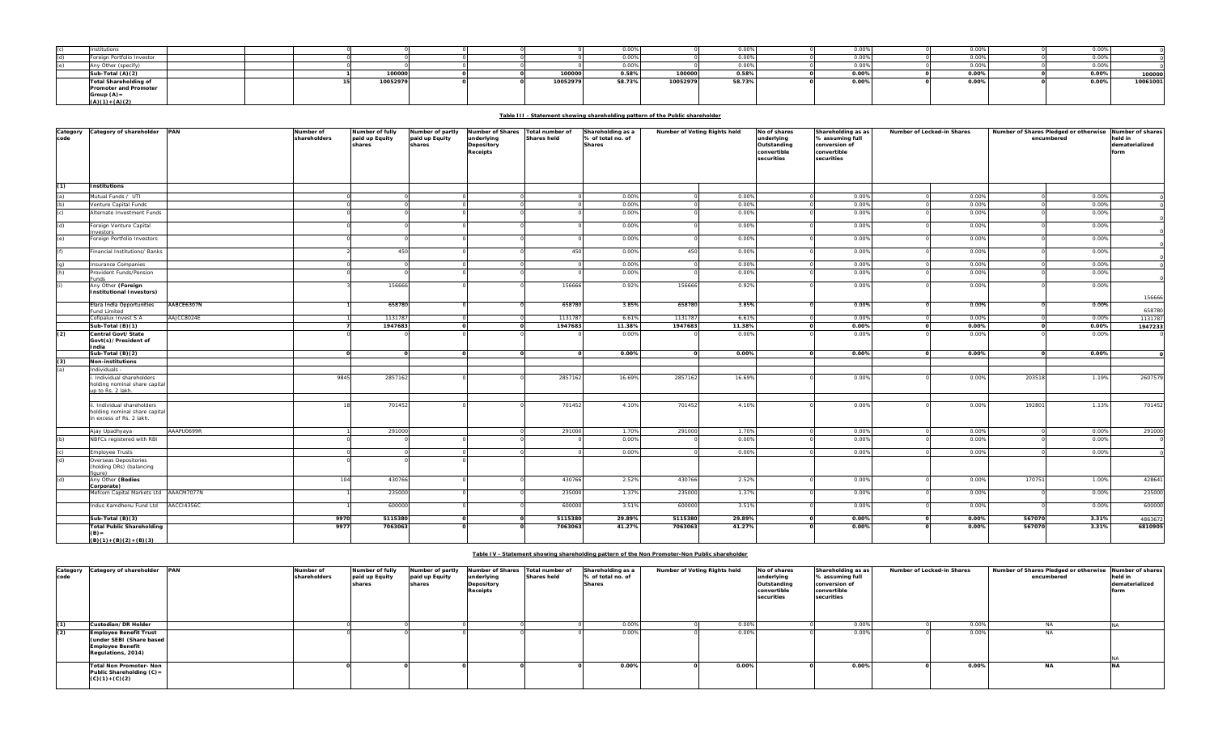| | | | | | | | | | | | | | | | | | |
|---|---|---|---|---|---|---|---|---|---|---|---|---|---|---|---|---|---|
| (c) | Institutions | | | 0 | 0 | 0 | 0 | 0 | 0.00% | 0 | 0.00% | 0 | 0.00% | 0 | 0.00% | 0 | 0.00% |
| (d) | Foreign Portfolio Investor | | | 0 | 0 | 0 | 0 | 0 | 0.00% | 0 | 0.00% | 0 | 0.00% | 0 | 0.00% | 0 | 0.00% |
| (e) | Any Other (specify) | | | 0 | 0 | 0 | 0 | 0 | 0.00% | 0 | 0.00% | 0 | 0.00% | 0 | 0.00% | 0 | 0.00% |
| | **Sub-Total (A)(2)** | | | **1** | **100000** | **0** | **0** | **100000** | **0.58%** | **100000** | **0.58%** | **0** | **0.00%** | **0** | **0.00%** | **0** | **0.00%** |
| | **Total Shareholding of Promoter and Promoter Group (A)= (A)(1)+(A)(2)** | | | **15** | **10052979** | **0** | **0** | **10052979** | **58.73%** | **10052979** | **58.73%** | **0** | **0.00%** | **0** | **0.00%** | **0** | **0.00%** |

Last column (Number of shares held in dematerialized form) for the rows above: 0, 0, 0, 100000, 10061001

**Table III - Statement showing shareholding pattern of the Public shareholder**

| Category code | Category of shareholder | PAN | Number of shareholders | Number of fully paid up Equity shares | Number of partly paid up Equity shares | Number of Shares underlying Depository Receipts | Total number of Shares held | Shareholding as a % of total no. of Shares | Number of Voting Rights held | | No of shares underlying Outstanding convertible securities | Shareholding as as % assuming full conversion of convertible securities | Number of Locked-in Shares | | Number of Shares Pledged or otherwise encumbered | | Number of shares held in dematerialized form |
|---|---|---|---|---|---|---|---|---|---|---|---|---|---|---|---|---|---|
| **(1)** | **Institutions** | | | | | | | | | | | | | | | | |
| (a) | Mutual Funds / UTI | | 0 | 0 | 0 | 0 | 0 | 0.00% | 0 | 0.00% | 0 | 0.00% | 0 | 0.00% | 0 | 0.00% | 0 |
| (b) | Venture Capital Funds | | 0 | 0 | 0 | 0 | 0 | 0.00% | 0 | 0.00% | 0 | 0.00% | 0 | 0.00% | 0 | 0.00% | 0 |
| (c) | Alternate Investment Funds | | 0 | 0 | 0 | 0 | 0 | 0.00% | 0 | 0.00% | 0 | 0.00% | 0 | 0.00% | 0 | 0.00% | 0 |
| (d) | Foreign Venture Capital Investors | | 0 | 0 | 0 | 0 | 0 | 0.00% | 0 | 0.00% | 0 | 0.00% | 0 | 0.00% | 0 | 0.00% | 0 |
| (e) | Foreign Portfolio Investors | | 0 | 0 | 0 | 0 | 0 | 0.00% | 0 | 0.00% | 0 | 0.00% | 0 | 0.00% | 0 | 0.00% | 0 |
| (f) | Financial Institutions/ Banks | | 2 | 450 | 0 | 0 | 450 | 0.00% | 450 | 0.00% | 0 | 0.00% | 0 | 0.00% | 0 | 0.00% | 0 |
| (g) | Insurance Companies | | 0 | 0 | 0 | 0 | 0 | 0.00% | 0 | 0.00% | 0 | 0.00% | 0 | 0.00% | 0 | 0.00% | 0 |
| (h) | Provident Funds/Pension Funds | | 0 | 0 | 0 | 0 | 0 | 0.00% | 0 | 0.00% | 0 | 0.00% | 0 | 0.00% | 0 | 0.00% | 0 |
| (i) | Any Other **(Foreign Institutional Investors)** | | 3 | 156666 | 0 | 0 | 156666 | 0.92% | 156666 | 0.92% | 0 | 0.00% | 0 | 0.00% | 0 | 0.00% | 156666 |
| | Elara India Opportunities Fund Limited | AABCE6307N | 1 | 658780 | 0 | 0 | 658780 | 3.85% | 658780 | 3.85% | 0 | 0.00% | 0 | 0.00% | 0 | 0.00% | 658780 |
| | Cofipalux Invest S A | AAJCC8024E | 1 | 1131787 | 0 | 0 | 1131787 | 6.61% | 1131787 | 6.61% | 0 | 0.00% | 0 | 0.00% | 0 | 0.00% | 1131787 |
| | **Sub-Total (B)(1)** | | **7** | **1947683** | **0** | **0** | **1947683** | **11.38%** | **1947683** | **11.38%** | **0** | **0.00%** | **0** | **0.00%** | **0** | **0.00%** | **1947233** |
| **(2)** | **Central Govt/ State Govt(s)/ President of India** | | 0 | 0 | 0 | 0 | 0 | 0.00% | 0 | 0.00% | 0 | 0.00% | 0 | 0.00% | 0 | 0.00% | 0 |
| | **Sub-Total (B)(2)** | | **0** | **0** | **0** | **0** | **0** | **0.00%** | **0** | **0.00%** | **0** | **0.00%** | **0** | **0.00%** | **0** | **0.00%** | **0** |
| **(3)** | **Non-institutions** | | | | | | | | | | | | | | | | |
| (a) | Individuals - | | | | | | | | | | | | | | | | |
| | i. Individual shareholders holding nominal share capital up to Rs. 2 lakh. | | 9845 | 2857162 | 0 | 0 | 2857162 | 16.69% | 2857162 | 16.69% | 0 | 0.00% | 0 | 0.00% | 203518 | 1.19% | 2607579 |
| | ii. Individual shareholders holding nominal share capital in excess of Rs. 2 lakh. | | 18 | 701452 | 0 | 0 | 701452 | 4.10% | 701452 | 4.10% | 0 | 0.00% | 0 | 0.00% | 192801 | 1.13% | 701452 |
| | Ajay Upadhyaya | AAAPU0699R | 1 | 291000 | | 0 | 291000 | 1.70% | 291000 | 1.70% | 0 | 0.00% | 0 | 0.00% | 0 | 0.00% | 291000 |
| (b) | NBFCs registered with RBI | | 0 | 0 | 0 | 0 | 0 | 0.00% | 0 | 0.00% | 0 | 0.00% | 0 | 0.00% | 0 | 0.00% | 0 |
| (c) | Employee Trusts | | 0 | 0 | 0 | 0 | 0 | 0.00% | 0 | 0.00% | 0 | 0.00% | 0 | 0.00% | 0 | 0.00% | 0 |
| (d) | Overseas Depositories (holding DRs) (balancing figure) | | 0 | 0 | 0 | | | | | | | | | | | | |
| (d) | Any Other **(Bodies Corporate)** | | 104 | 430766 | 0 | 0 | 430766 | 2.52% | 430766 | 2.52% | 0 | 0.00% | 0 | 0.00% | 170751 | 1.00% | 428641 |
| | Mefcom Capital Markets Ltd | AAACM7077N | 1 | 235000 | 0 | 0 | 235000 | 1.37% | 235000 | 1.37% | 0 | 0.00% | 0 | 0.00% | 0 | 0.00% | 235000 |
| | Indus Kamdhenu Fund Ltd | AACCI4356C | 1 | 600000 | 0 | 0 | 600000 | 3.51% | 600000 | 3.51% | 0 | 0.00% | 0 | 0.00% | 0 | 0.00% | 600000 |
| | **Sub-Total (B)(3)** | | **9970** | **5115380** | **0** | **0** | **5115380** | **29.89%** | **5115380** | **29.89%** | **0** | **0.00%** | **0** | **0.00%** | **567070** | **3.31%** | 4863672 |
| | **Total Public Shareholding (B)= (B)(1)+(B)(2)+(B)(3)** | | **9977** | **7063063** | **0** | **0** | **7063063** | **41.27%** | **7063063** | **41.27%** | **0** | **0.00%** | **0** | **0.00%** | **567070** | **3.31%** | **6810905** |

**Table IV - Statement showing shareholding pattern of the Non Promoter-Non Public shareholder**

| Category code | Category of shareholder | PAN | Number of shareholders | Number of fully paid up Equity shares | Number of partly paid up Equity shares | Number of Shares underlying Depository Receipts | Total number of Shares held | Shareholding as a % of total no. of Shares | Number of Voting Rights held | | No of shares underlying Outstanding convertible securities | Shareholding as as % assuming full conversion of convertible securities | Number of Locked-in Shares | | Number of Shares Pledged or otherwise encumbered | | Number of shares held in dematerialized form |
|---|---|---|---|---|---|---|---|---|---|---|---|---|---|---|---|---|---|
| **(1)** | **Custodian/ DR Holder** | | 0 | 0 | 0 | 0 | 0 | 0.00% | 0 | 0.00% | 0 | 0.00% | 0 | 0.00% | NA | | NA |
| **(2)** | **Employee Benefit Trust (under SEBI (Share based Employee Benefit Regulations, 2014)** | | 0 | 0 | 0 | 0 | 0 | 0.00% | 0 | 0.00% | 0 | 0.00% | 0 | 0.00% | NA | | NA |
| | **Total Non Promoter- Non Public Shareholding (C)= (C)(1)+(C)(2)** | | **0** | **0** | **0** | **0** | **0** | **0.00%** | **0** | **0.00%** | **0** | **0.00%** | **0** | **0.00%** | **NA** | | **NA** |